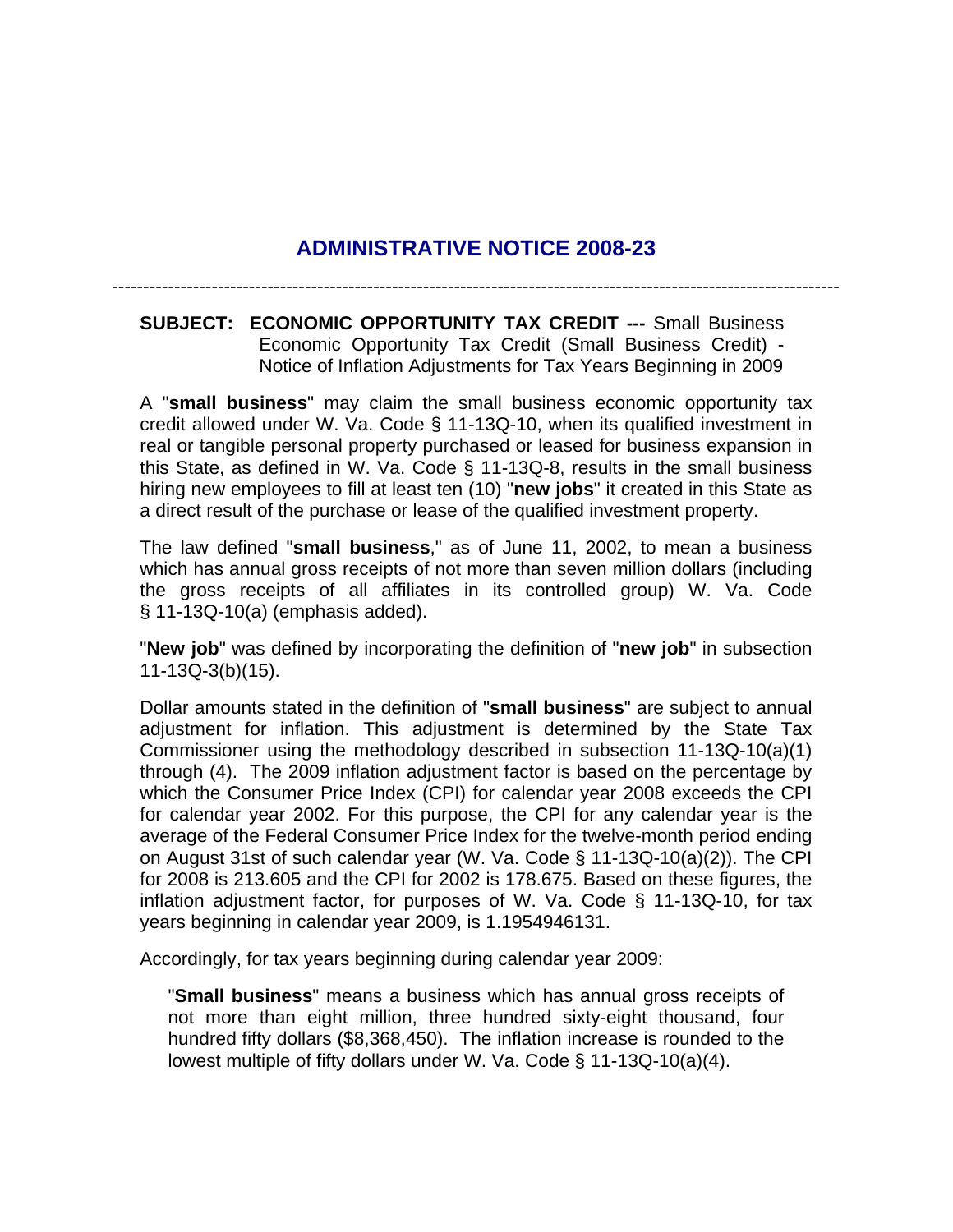# ADMINISTRATIVE NOTICE 2008-23

---

**SUBJECT: ECONOMIC OPPORTUNITY TAX CREDIT ---** Small Business Economic Opportunity Tax Credit (Small Business Credit) - Notice of Inflation Adjustments for Tax Years Beginning in 2009

A "**small business**" may claim the small business economic opportunity tax credit allowed under W. Va. Code § 11-13Q-10, when its qualified investment in real or tangible personal property purchased or leased for business expansion in this State, as defined in W. Va. Code § 11-13Q-8, results in the small business hiring new employees to fill at least ten (10) "**new jobs**" it created in this State as a direct result of the purchase or lease of the qualified investment property.

The law defined "**small business**," as of June 11, 2002, to mean a business which has annual gross receipts of not more than seven million dollars (including the gross receipts of all affiliates in its controlled group) W. Va. Code § 11-13Q-10(a) (emphasis added).

"**New job**" was defined by incorporating the definition of "**new job**" in subsection 11-13Q-3(b)(15).

Dollar amounts stated in the definition of "**small business**" are subject to annual adjustment for inflation. This adjustment is determined by the State Tax Commissioner using the methodology described in subsection 11-13Q-10(a)(1) through (4). The 2009 inflation adjustment factor is based on the percentage by which the Consumer Price Index (CPI) for calendar year 2008 exceeds the CPI for calendar year 2002. For this purpose, the CPI for any calendar year is the average of the Federal Consumer Price Index for the twelve-month period ending on August 31st of such calendar year (W. Va. Code § 11-13Q-10(a)(2)). The CPI for 2008 is 213.605 and the CPI for 2002 is 178.675. Based on these figures, the inflation adjustment factor, for purposes of W. Va. Code § 11-13Q-10, for tax years beginning in calendar year 2009, is 1.1954946131.

Accordingly, for tax years beginning during calendar year 2009:

> "**Small business**" means a business which has annual gross receipts of not more than eight million, three hundred sixty-eight thousand, four hundred fifty dollars ($8,368,450). The inflation increase is rounded to the lowest multiple of fifty dollars under W. Va. Code § 11-13Q-10(a)(4).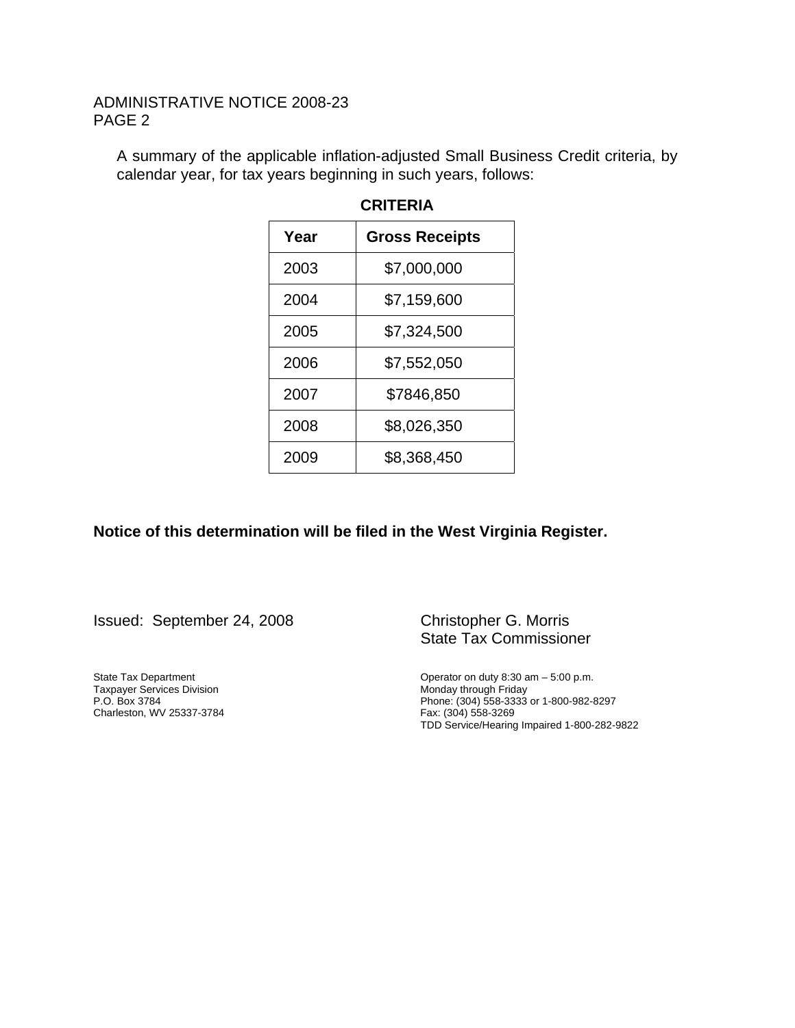A summary of the applicable inflation-adjusted Small Business Credit criteria, by calendar year, for tax years beginning in such years, follows:

**CRITERIA**

| Year | Gross Receipts |
|---|---|
| 2003 | $7,000,000 |
| 2004 | $7,159,600 |
| 2005 | $7,324,500 |
| 2006 | $7,552,050 |
| 2007 | $7846,850 |
| 2008 | $8,026,350 |
| 2009 | $8,368,450 |

**Notice of this determination will be filed in the West Virginia Register.**

Issued: September 24, 2008

Christopher G. Morris
State Tax Commissioner

State Tax Department
Taxpayer Services Division
P.O. Box 3784
Charleston, WV 25337-3784

Operator on duty 8:30 am – 5:00 p.m.
Monday through Friday
Phone: (304) 558-3333 or 1-800-982-8297
Fax: (304) 558-3269
TDD Service/Hearing Impaired 1-800-282-9822